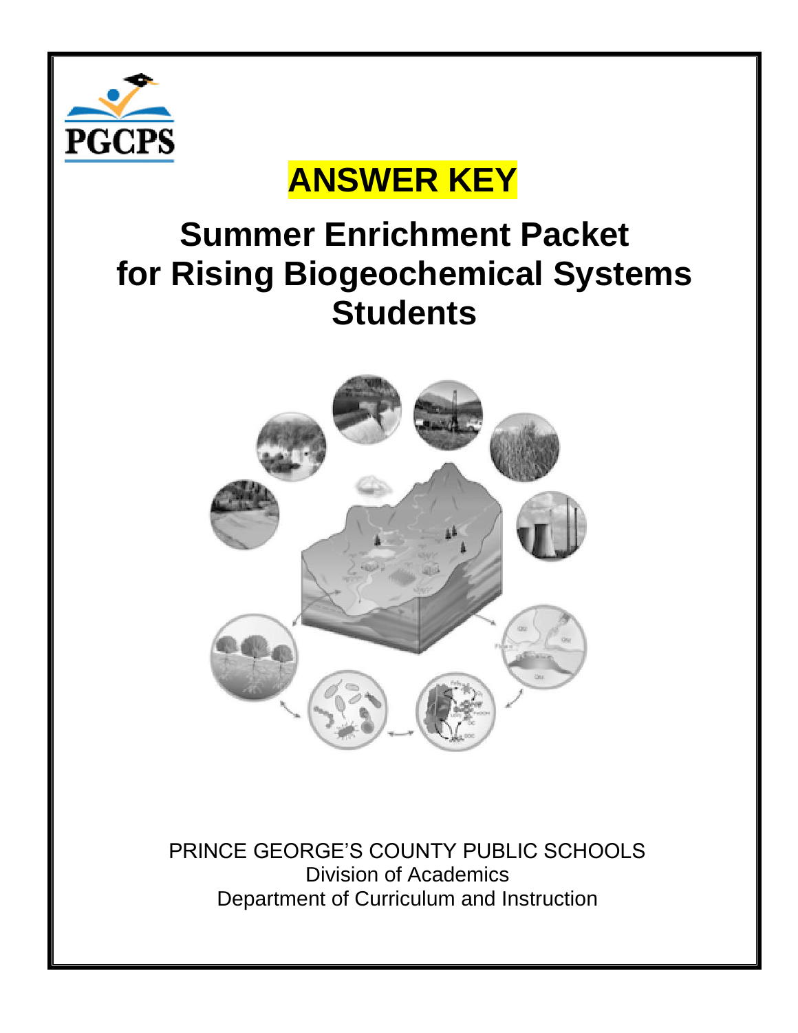PGCPS

# ANSWER KEY

# Summer Enrichment Packet for Rising Biogeochemical Systems Students

PRINCE GEORGE'S COUNTY PUBLIC SCHOOLS
Division of Academics
Department of Curriculum and Instruction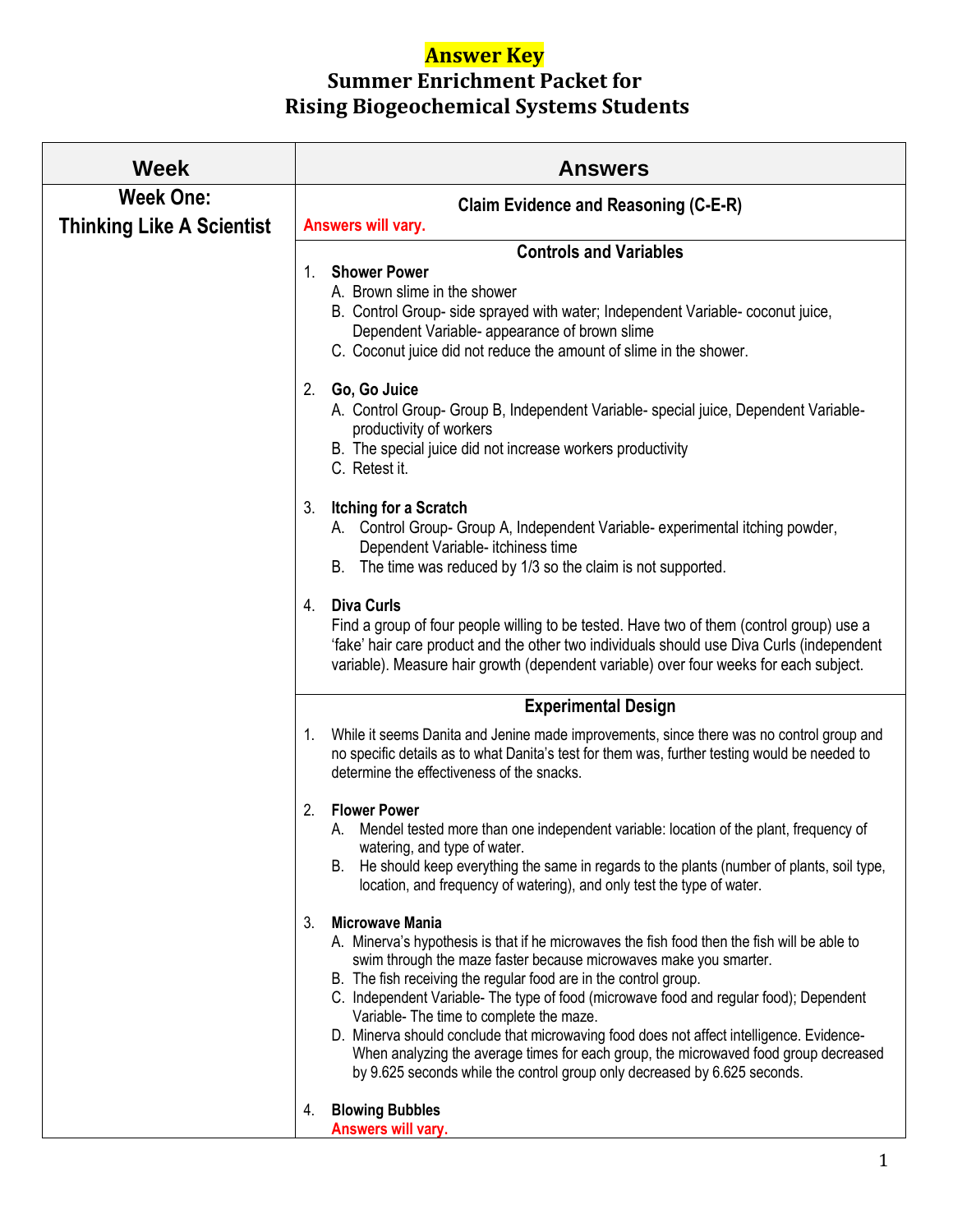# Answer Key

## Summer Enrichment Packet for Rising Biogeochemical Systems Students

| Week | Answers |
| --- | --- |
| **Week One: Thinking Like A Scientist** | **Claim Evidence and Reasoning (C-E-R)**<br>Answers will vary. |
| | **Controls and Variables**<br>1. **Shower Power**<br>A. Brown slime in the shower<br>B. Control Group- side sprayed with water; Independent Variable- coconut juice, Dependent Variable- appearance of brown slime<br>C. Coconut juice did not reduce the amount of slime in the shower.<br><br>2. **Go, Go Juice**<br>A. Control Group- Group B, Independent Variable- special juice, Dependent Variable- productivity of workers<br>B. The special juice did not increase workers productivity<br>C. Retest it.<br><br>3. **Itching for a Scratch**<br>A. Control Group- Group A, Independent Variable- experimental itching powder, Dependent Variable- itchiness time<br>B. The time was reduced by 1/3 so the claim is not supported.<br><br>4. **Diva Curls**<br>Find a group of four people willing to be tested. Have two of them (control group) use a 'fake' hair care product and the other two individuals should use Diva Curls (independent variable). Measure hair growth (dependent variable) over four weeks for each subject. |
| | **Experimental Design**<br>1. While it seems Danita and Jenine made improvements, since there was no control group and no specific details as to what Danita's test for them was, further testing would be needed to determine the effectiveness of the snacks.<br><br>2. **Flower Power**<br>A. Mendel tested more than one independent variable: location of the plant, frequency of watering, and type of water.<br>B. He should keep everything the same in regards to the plants (number of plants, soil type, location, and frequency of watering), and only test the type of water.<br><br>3. **Microwave Mania**<br>A. Minerva's hypothesis is that if he microwaves the fish food then the fish will be able to swim through the maze faster because microwaves make you smarter.<br>B. The fish receiving the regular food are in the control group.<br>C. Independent Variable- The type of food (microwave food and regular food); Dependent Variable- The time to complete the maze.<br>D. Minerva should conclude that microwaving food does not affect intelligence. Evidence- When analyzing the average times for each group, the microwaved food group decreased by 9.625 seconds while the control group only decreased by 6.625 seconds.<br><br>4. **Blowing Bubbles**<br>Answers will vary. |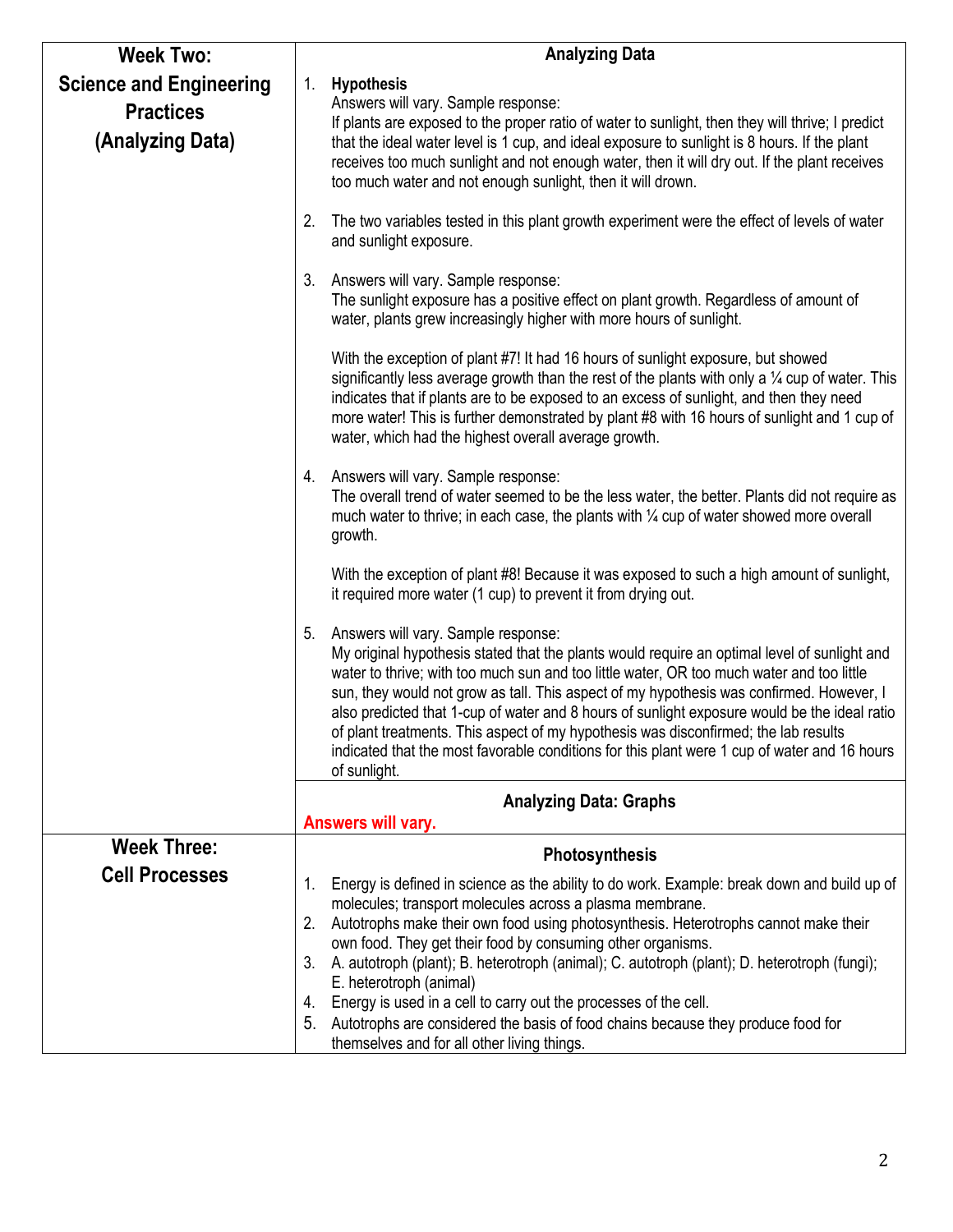## Week Two: Science and Engineering Practices (Analyzing Data)

### Analyzing Data

1. **Hypothesis**
   Answers will vary. Sample response:
   If plants are exposed to the proper ratio of water to sunlight, then they will thrive; I predict that the ideal water level is 1 cup, and ideal exposure to sunlight is 8 hours. If the plant receives too much sunlight and not enough water, then it will dry out. If the plant receives too much water and not enough sunlight, then it will drown.

2. The two variables tested in this plant growth experiment were the effect of levels of water and sunlight exposure.

3. Answers will vary. Sample response:
   The sunlight exposure has a positive effect on plant growth. Regardless of amount of water, plants grew increasingly higher with more hours of sunlight.

   With the exception of plant #7! It had 16 hours of sunlight exposure, but showed significantly less average growth than the rest of the plants with only a ¼ cup of water. This indicates that if plants are to be exposed to an excess of sunlight, and then they need more water! This is further demonstrated by plant #8 with 16 hours of sunlight and 1 cup of water, which had the highest overall average growth.

4. Answers will vary. Sample response:
   The overall trend of water seemed to be the less water, the better. Plants did not require as much water to thrive; in each case, the plants with ¼ cup of water showed more overall growth.

   With the exception of plant #8! Because it was exposed to such a high amount of sunlight, it required more water (1 cup) to prevent it from drying out.

5. Answers will vary. Sample response:
   My original hypothesis stated that the plants would require an optimal level of sunlight and water to thrive; with too much sun and too little water, OR too much water and too little sun, they would not grow as tall. This aspect of my hypothesis was confirmed. However, I also predicted that 1-cup of water and 8 hours of sunlight exposure would be the ideal ratio of plant treatments. This aspect of my hypothesis was disconfirmed; the lab results indicated that the most favorable conditions for this plant were 1 cup of water and 16 hours of sunlight.

### Analyzing Data: Graphs

**Answers will vary.**

## Week Three: Cell Processes

### Photosynthesis

1. Energy is defined in science as the ability to do work. Example: break down and build up of molecules; transport molecules across a plasma membrane.
2. Autotrophs make their own food using photosynthesis. Heterotrophs cannot make their own food. They get their food by consuming other organisms.
3. A. autotroph (plant); B. heterotroph (animal); C. autotroph (plant); D. heterotroph (fungi); E. heterotroph (animal)
4. Energy is used in a cell to carry out the processes of the cell.
5. Autotrophs are considered the basis of food chains because they produce food for themselves and for all other living things.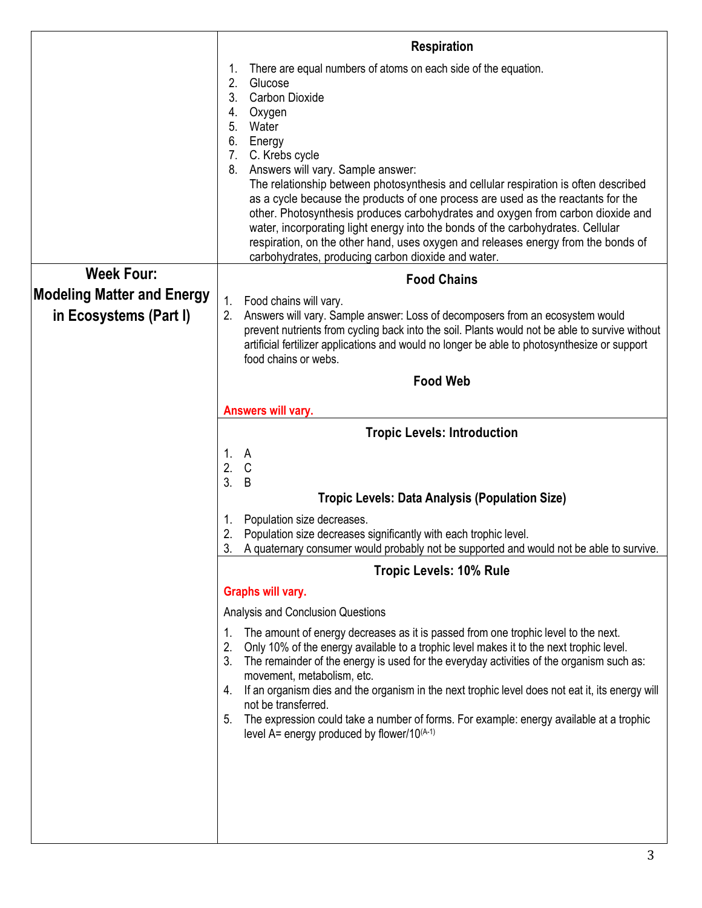| | |
|---|---|
| | **Respiration**<br><br>1. There are equal numbers of atoms on each side of the equation.<br>2. Glucose<br>3. Carbon Dioxide<br>4. Oxygen<br>5. Water<br>6. Energy<br>7. C. Krebs cycle<br>8. Answers will vary. Sample answer: The relationship between photosynthesis and cellular respiration is often described as a cycle because the products of one process are used as the reactants for the other. Photosynthesis produces carbohydrates and oxygen from carbon dioxide and water, incorporating light energy into the bonds of the carbohydrates. Cellular respiration, on the other hand, uses oxygen and releases energy from the bonds of carbohydrates, producing carbon dioxide and water. |
| **Week Four: Modeling Matter and Energy in Ecosystems (Part I)** | **Food Chains**<br><br>1. Food chains will vary.<br>2. Answers will vary. Sample answer: Loss of decomposers from an ecosystem would prevent nutrients from cycling back into the soil. Plants would not be able to survive without artificial fertilizer applications and would no longer be able to photosynthesize or support food chains or webs.<br><br>**Food Web**<br><br>**Answers will vary.** |
| | **Tropic Levels: Introduction**<br><br>1. A<br>2. C<br>3. B<br><br>**Tropic Levels: Data Analysis (Population Size)**<br><br>1. Population size decreases.<br>2. Population size decreases significantly with each trophic level.<br>3. A quaternary consumer would probably not be supported and would not be able to survive. |
| | **Tropic Levels: 10% Rule**<br><br>**Graphs will vary.**<br><br>Analysis and Conclusion Questions<br><br>1. The amount of energy decreases as it is passed from one trophic level to the next.<br>2. Only 10% of the energy available to a trophic level makes it to the next trophic level.<br>3. The remainder of the energy is used for the everyday activities of the organism such as: movement, metabolism, etc.<br>4. If an organism dies and the organism in the next trophic level does not eat it, its energy will not be transferred.<br>5. The expression could take a number of forms. For example: energy available at a trophic level A= energy produced by flower/$10^{(A-1)}$ |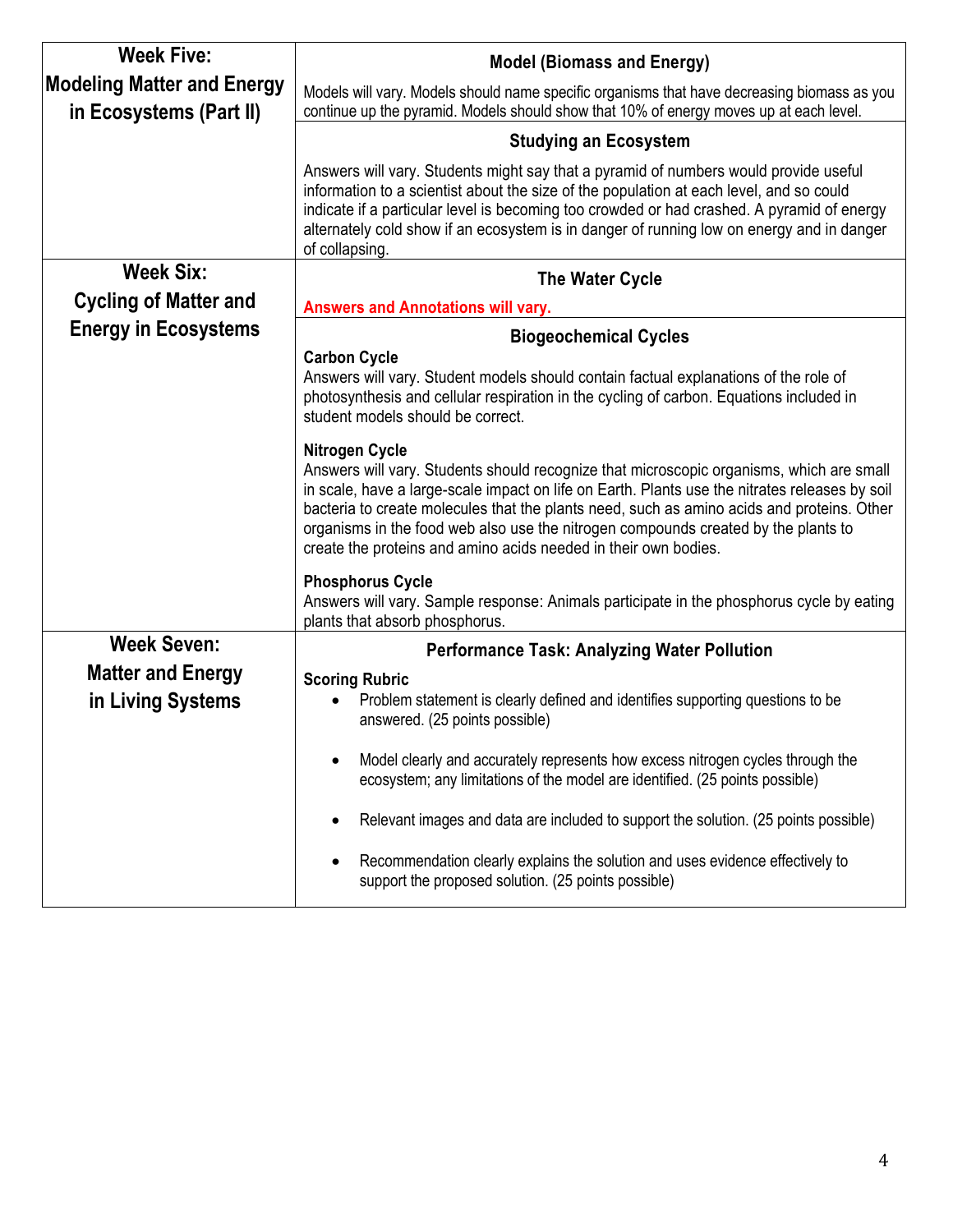| | |
|---|---|
| **Week Five: Modeling Matter and Energy in Ecosystems (Part II)** | **Model (Biomass and Energy)**<br><br>Models will vary. Models should name specific organisms that have decreasing biomass as you continue up the pyramid. Models should show that 10% of energy moves up at each level. |
| | **Studying an Ecosystem**<br><br>Answers will vary. Students might say that a pyramid of numbers would provide useful information to a scientist about the size of the population at each level, and so could indicate if a particular level is becoming too crowded or had crashed. A pyramid of energy alternately cold show if an ecosystem is in danger of running low on energy and in danger of collapsing. |
| **Week Six: Cycling of Matter and Energy in Ecosystems** | **The Water Cycle**<br><br>**Answers and Annotations will vary.** |
| | **Biogeochemical Cycles**<br><br>**Carbon Cycle**<br>Answers will vary. Student models should contain factual explanations of the role of photosynthesis and cellular respiration in the cycling of carbon. Equations included in student models should be correct.<br><br>**Nitrogen Cycle**<br>Answers will vary. Students should recognize that microscopic organisms, which are small in scale, have a large-scale impact on life on Earth. Plants use the nitrates releases by soil bacteria to create molecules that the plants need, such as amino acids and proteins. Other organisms in the food web also use the nitrogen compounds created by the plants to create the proteins and amino acids needed in their own bodies.<br><br>**Phosphorus Cycle**<br>Answers will vary. Sample response: Animals participate in the phosphorus cycle by eating plants that absorb phosphorus. |
| **Week Seven: Matter and Energy in Living Systems** | **Performance Task: Analyzing Water Pollution**<br><br>**Scoring Rubric**<br>• Problem statement is clearly defined and identifies supporting questions to be answered. (25 points possible)<br>• Model clearly and accurately represents how excess nitrogen cycles through the ecosystem; any limitations of the model are identified. (25 points possible)<br>• Relevant images and data are included to support the solution. (25 points possible)<br>• Recommendation clearly explains the solution and uses evidence effectively to support the proposed solution. (25 points possible) |